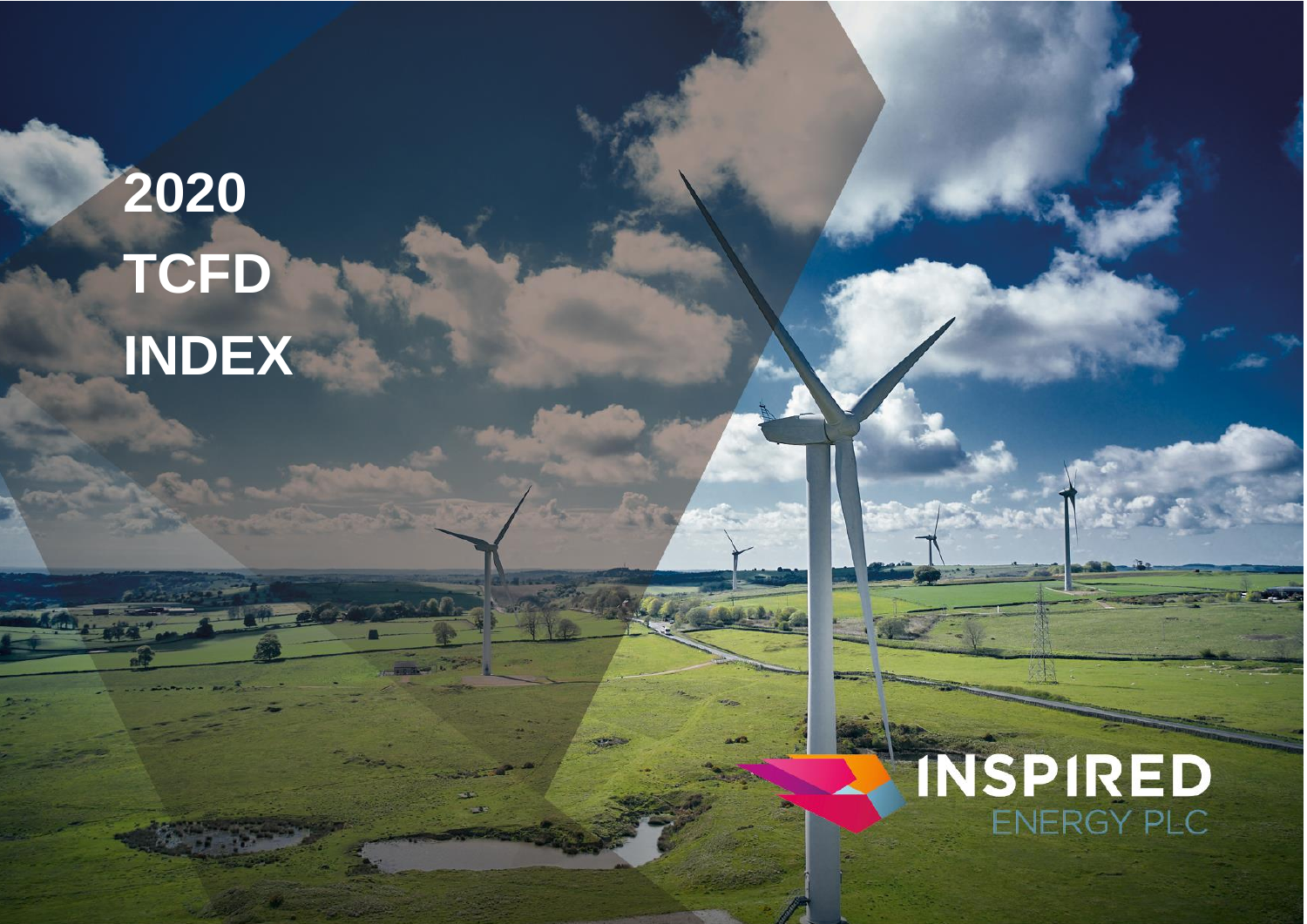# 2020 TCFD INDEX

INSPIRED ENERGY PLC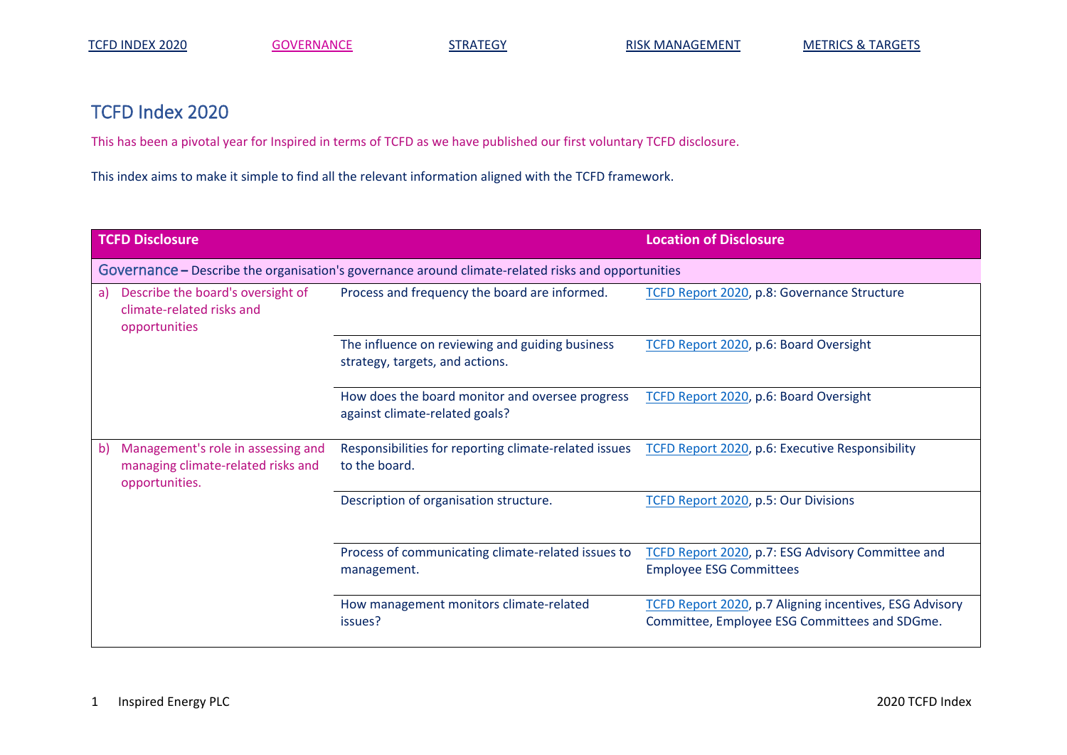TCFD INDEX 2020 GOVERNANCE STRATEGY RISK MANAGEMENT METRICS & TARGETS

# TCFD Index 2020

This has been a pivotal year for Inspired in terms of TCFD as we have published our first voluntary TCFD disclosure.

This index aims to make it simple to find all the relevant information aligned with the TCFD framework.

| TCFD Disclosure | | Location of Disclosure |
|---|---|---|
| **Governance** – Describe the organisation's governance around climate-related risks and opportunities | | |
| a) Describe the board's oversight of climate-related risks and opportunities | Process and frequency the board are informed. | TCFD Report 2020, p.8: Governance Structure |
| | The influence on reviewing and guiding business strategy, targets, and actions. | TCFD Report 2020, p.6: Board Oversight |
| | How does the board monitor and oversee progress against climate-related goals? | TCFD Report 2020, p.6: Board Oversight |
| b) Management's role in assessing and managing climate-related risks and opportunities. | Responsibilities for reporting climate-related issues to the board. | TCFD Report 2020, p.6: Executive Responsibility |
| | Description of organisation structure. | TCFD Report 2020, p.5: Our Divisions |
| | Process of communicating climate-related issues to management. | TCFD Report 2020, p.7: ESG Advisory Committee and Employee ESG Committees |
| | How management monitors climate-related issues? | TCFD Report 2020, p.7 Aligning incentives, ESG Advisory Committee, Employee ESG Committees and SDGme. |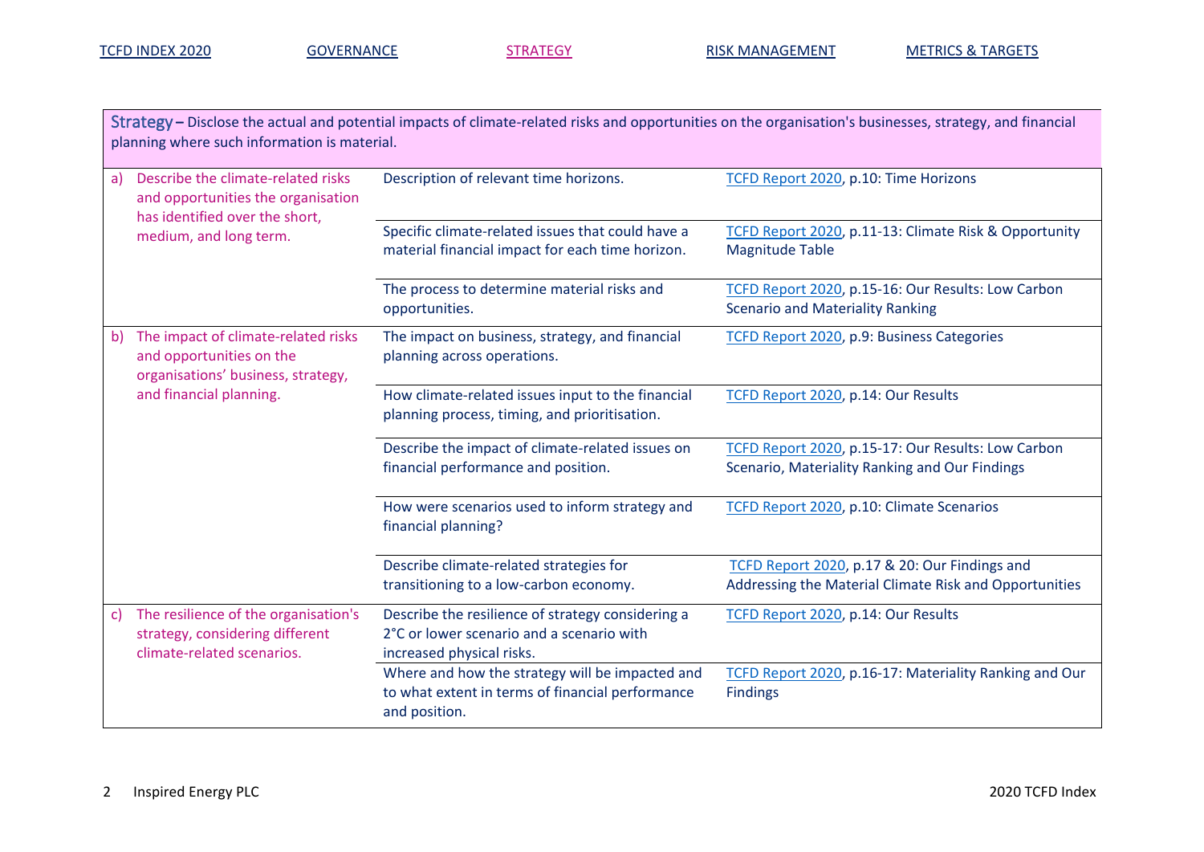TCFD INDEX 2020 | GOVERNANCE | STRATEGY | RISK MANAGEMENT | METRICS & TARGETS

| Strategy – Disclose the actual and potential impacts of climate-related risks and opportunities on the organisation's businesses, strategy, and financial planning where such information is material. | | |
|---|---|---|
| a) Describe the climate-related risks and opportunities the organisation has identified over the short, medium, and long term. | Description of relevant time horizons. | TCFD Report 2020, p.10: Time Horizons |
| | Specific climate-related issues that could have a material financial impact for each time horizon. | TCFD Report 2020, p.11-13: Climate Risk & Opportunity Magnitude Table |
| | The process to determine material risks and opportunities. | TCFD Report 2020, p.15-16: Our Results: Low Carbon Scenario and Materiality Ranking |
| b) The impact of climate-related risks and opportunities on the organisations' business, strategy, and financial planning. | The impact on business, strategy, and financial planning across operations. | TCFD Report 2020, p.9: Business Categories |
| | How climate-related issues input to the financial planning process, timing, and prioritisation. | TCFD Report 2020, p.14: Our Results |
| | Describe the impact of climate-related issues on financial performance and position. | TCFD Report 2020, p.15-17: Our Results: Low Carbon Scenario, Materiality Ranking and Our Findings |
| | How were scenarios used to inform strategy and financial planning? | TCFD Report 2020, p.10: Climate Scenarios |
| | Describe climate-related strategies for transitioning to a low-carbon economy. | TCFD Report 2020, p.17 & 20: Our Findings and Addressing the Material Climate Risk and Opportunities |
| c) The resilience of the organisation's strategy, considering different climate-related scenarios. | Describe the resilience of strategy considering a 2°C or lower scenario and a scenario with increased physical risks. | TCFD Report 2020, p.14: Our Results |
| | Where and how the strategy will be impacted and to what extent in terms of financial performance and position. | TCFD Report 2020, p.16-17: Materiality Ranking and Our Findings |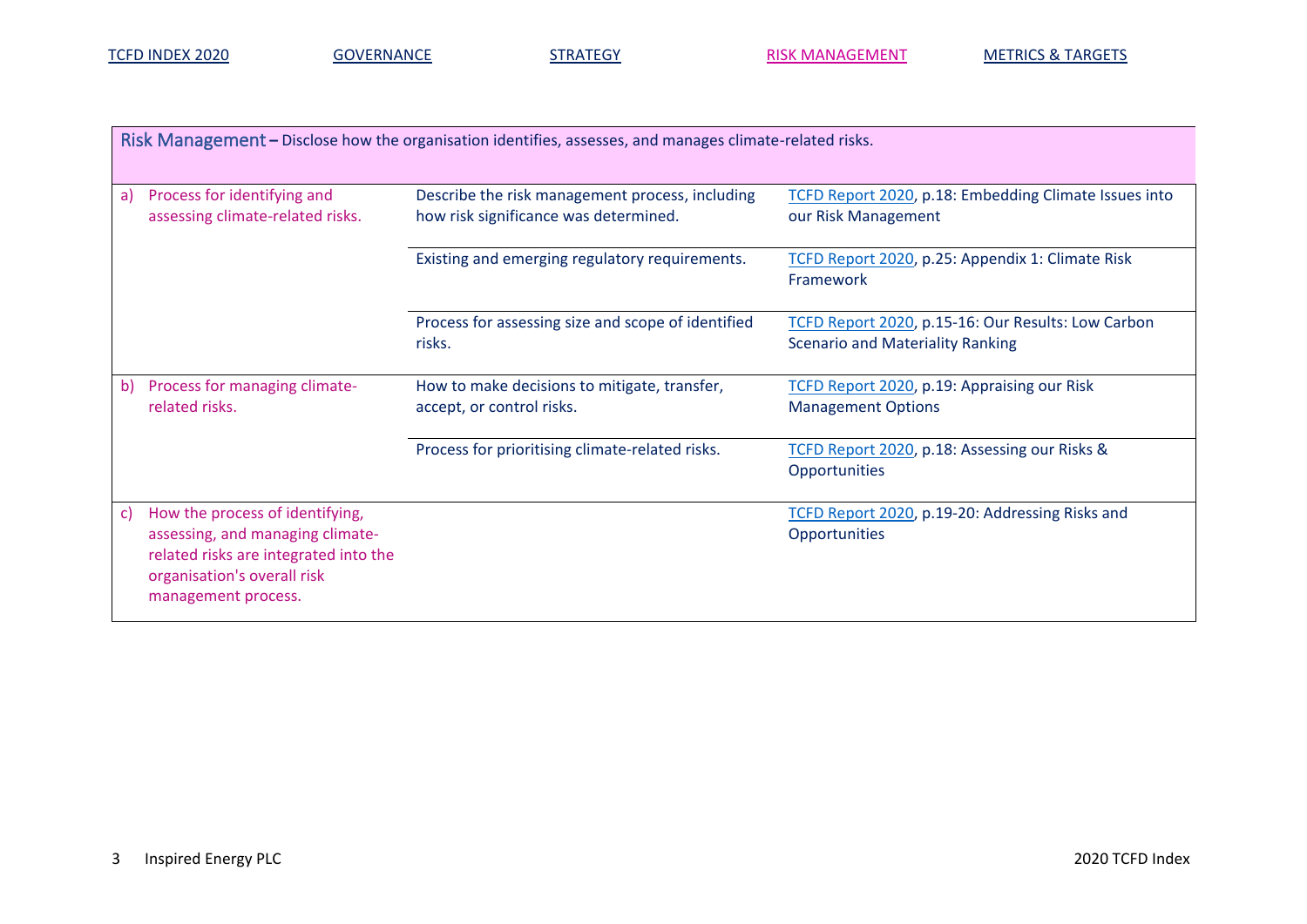TCFD INDEX 2020 | GOVERNANCE | STRATEGY | RISK MANAGEMENT | METRICS & TARGETS

| Risk Management – Disclose how the organisation identifies, assesses, and manages climate-related risks. | | |
|---|---|---|
| a) Process for identifying and assessing climate-related risks. | Describe the risk management process, including how risk significance was determined. | TCFD Report 2020, p.18: Embedding Climate Issues into our Risk Management |
| | Existing and emerging regulatory requirements. | TCFD Report 2020, p.25: Appendix 1: Climate Risk Framework |
| | Process for assessing size and scope of identified risks. | TCFD Report 2020, p.15-16: Our Results: Low Carbon Scenario and Materiality Ranking |
| b) Process for managing climate-related risks. | How to make decisions to mitigate, transfer, accept, or control risks. | TCFD Report 2020, p.19: Appraising our Risk Management Options |
| | Process for prioritising climate-related risks. | TCFD Report 2020, p.18: Assessing our Risks & Opportunities |
| c) How the process of identifying, assessing, and managing climate-related risks are integrated into the organisation's overall risk management process. | | TCFD Report 2020, p.19-20: Addressing Risks and Opportunities |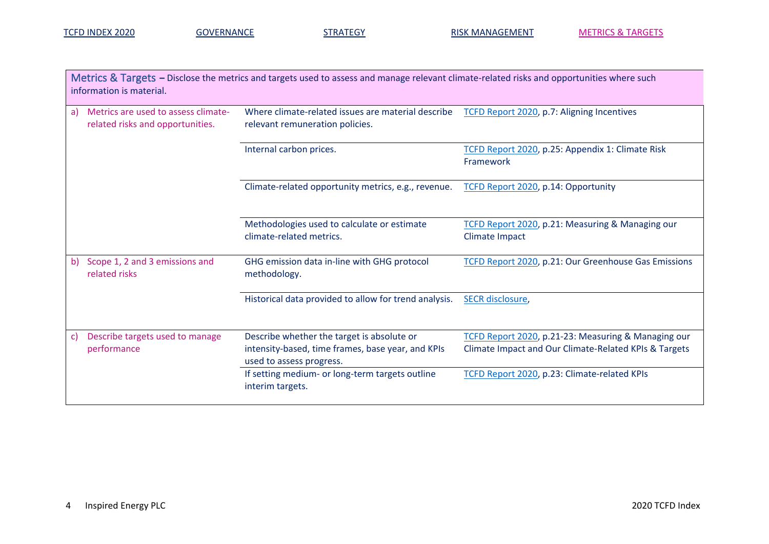TCFD INDEX 2020 | GOVERNANCE | STRATEGY | RISK MANAGEMENT | METRICS & TARGETS

| **Metrics & Targets** – Disclose the metrics and targets used to assess and manage relevant climate-related risks and opportunities where such information is material. | | |
|---|---|---|
| a) Metrics are used to assess climate-related risks and opportunities. | Where climate-related issues are material describe relevant remuneration policies. | TCFD Report 2020, p.7: Aligning Incentives |
| | Internal carbon prices. | TCFD Report 2020, p.25: Appendix 1: Climate Risk Framework |
| | Climate-related opportunity metrics, e.g., revenue. | TCFD Report 2020, p.14: Opportunity |
| | Methodologies used to calculate or estimate climate-related metrics. | TCFD Report 2020, p.21: Measuring & Managing our Climate Impact |
| b) Scope 1, 2 and 3 emissions and related risks | GHG emission data in-line with GHG protocol methodology. | TCFD Report 2020, p.21: Our Greenhouse Gas Emissions |
| | Historical data provided to allow for trend analysis. | SECR disclosure, |
| c) Describe targets used to manage performance | Describe whether the target is absolute or intensity-based, time frames, base year, and KPIs used to assess progress. | TCFD Report 2020, p.21-23: Measuring & Managing our Climate Impact and Our Climate-Related KPIs & Targets |
| | If setting medium- or long-term targets outline interim targets. | TCFD Report 2020, p.23: Climate-related KPIs |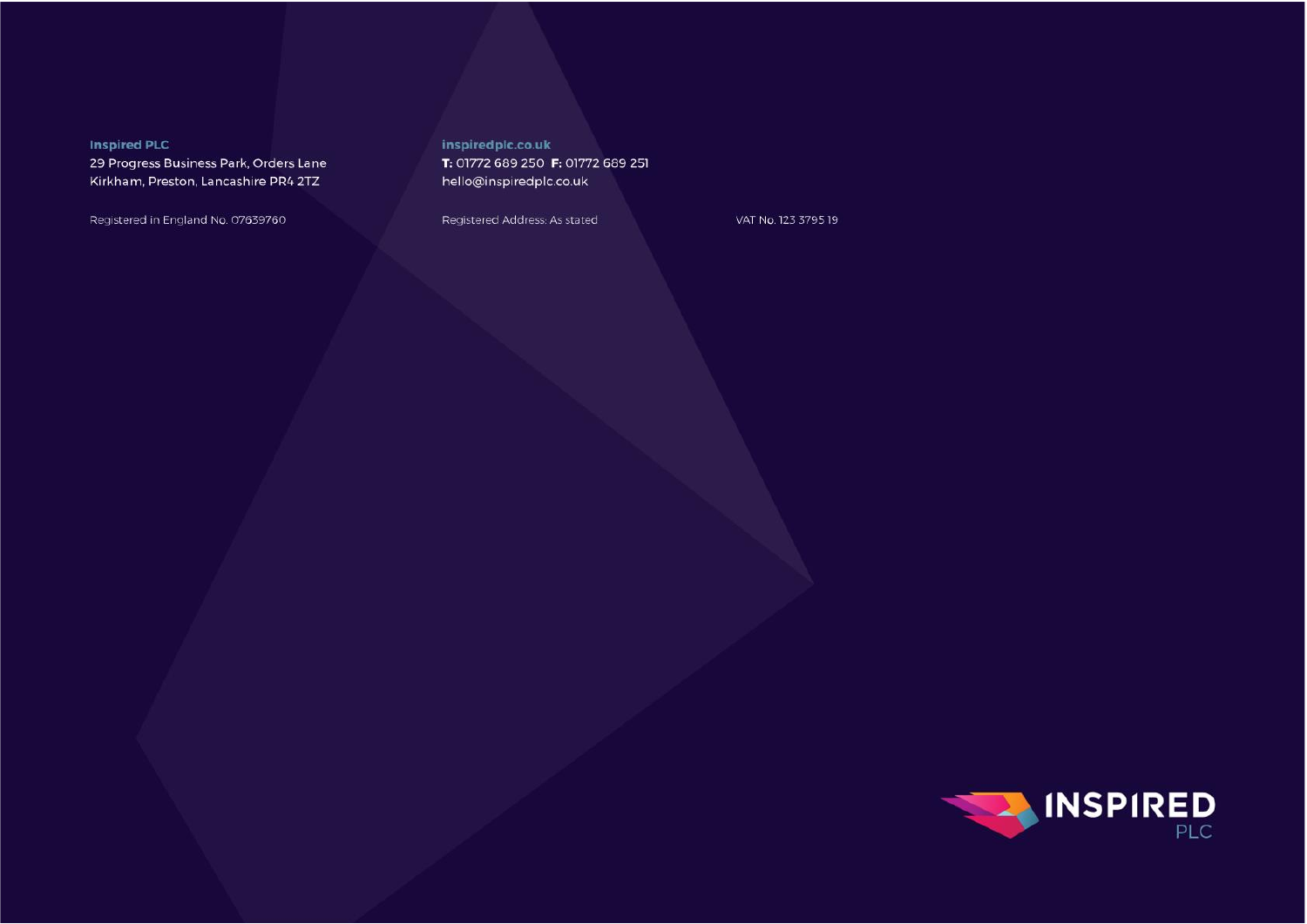**Inspired PLC**
29 Progress Business Park, Orders Lane
Kirkham, Preston, Lancashire PR4 2TZ

Registered in England No. 07639760

**inspiredplc.co.uk**
**T:** 01772 689 250 **F:** 01772 689 251
hello@inspiredplc.co.uk

Registered Address: As stated

VAT No. 123 3795 19

INSPIRED PLC